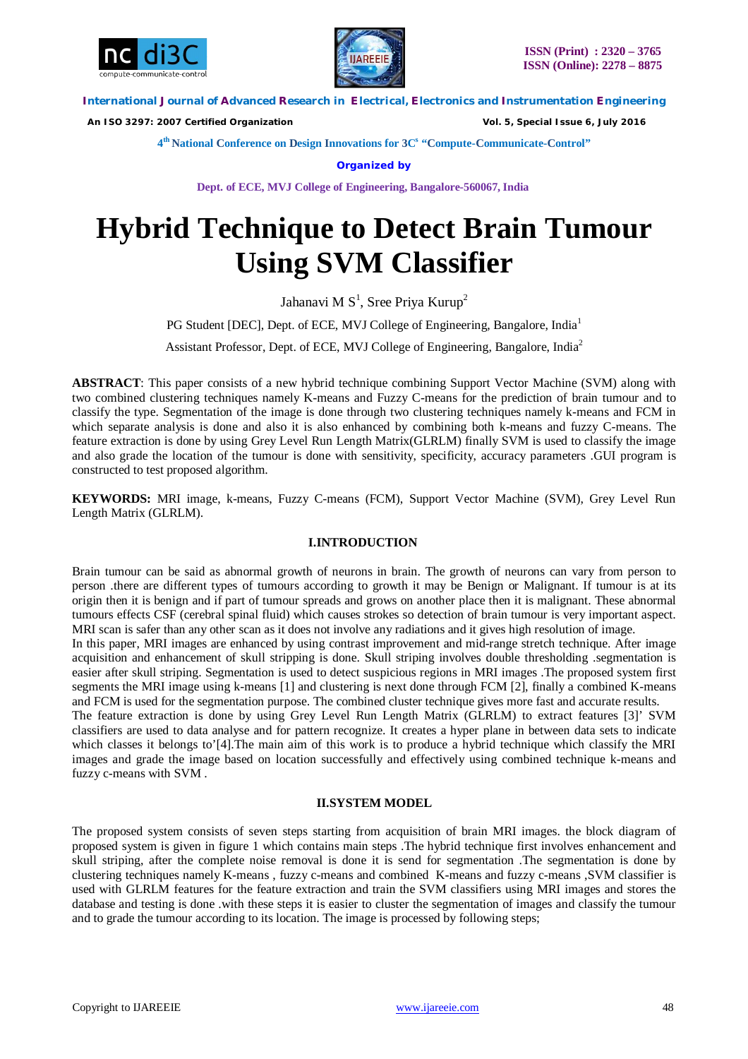# Hybrid Technique to Detect Brain Tumour Using SVM Classifier

Jahanavi M S[1], Sree Priya Kurup[2]

PG Student [DEC], Dept. of ECE, MVJ College of Engineering, Bangalore, India[1]

Assistant Professor, Dept. of ECE, MVJ College of Engineering, Bangalore, India[2]

**ABSTRACT**: This paper consists of a new hybrid technique combining Support Vector Machine (SVM) along with two combined clustering techniques namely K-means and Fuzzy C-means for the prediction of brain tumour and to classify the type. Segmentation of the image is done through two clustering techniques namely k-means and FCM in which separate analysis is done and also it is also enhanced by combining both k-means and fuzzy C-means. The feature extraction is done by using Grey Level Run Length Matrix(GLRLM) finally SVM is used to classify the image and also grade the location of the tumour is done with sensitivity, specificity, accuracy parameters .GUI program is constructed to test proposed algorithm.

**KEYWORDS:** MRI image, k-means, Fuzzy C-means (FCM), Support Vector Machine (SVM), Grey Level Run Length Matrix (GLRLM).

## I.INTRODUCTION

Brain tumour can be said as abnormal growth of neurons in brain. The growth of neurons can vary from person to person .there are different types of tumours according to growth it may be Benign or Malignant. If tumour is at its origin then it is benign and if part of tumour spreads and grows on another place then it is malignant. These abnormal tumours effects CSF (cerebral spinal fluid) which causes strokes so detection of brain tumour is very important aspect. MRI scan is safer than any other scan as it does not involve any radiations and it gives high resolution of image.

In this paper, MRI images are enhanced by using contrast improvement and mid-range stretch technique. After image acquisition and enhancement of skull stripping is done. Skull striping involves double thresholding .segmentation is easier after skull striping. Segmentation is used to detect suspicious regions in MRI images .The proposed system first segments the MRI image using k-means [1] and clustering is next done through FCM [2], finally a combined K-means and FCM is used for the segmentation purpose. The combined cluster technique gives more fast and accurate results.

The feature extraction is done by using Grey Level Run Length Matrix (GLRLM) to extract features [3]' SVM classifiers are used to data analyse and for pattern recognize. It creates a hyper plane in between data sets to indicate which classes it belongs to'[4].The main aim of this work is to produce a hybrid technique which classify the MRI images and grade the image based on location successfully and effectively using combined technique k-means and fuzzy c-means with SVM .

## II.SYSTEM MODEL

The proposed system consists of seven steps starting from acquisition of brain MRI images. the block diagram of proposed system is given in figure 1 which contains main steps .The hybrid technique first involves enhancement and skull striping, after the complete noise removal is done it is send for segmentation .The segmentation is done by clustering techniques namely K-means , fuzzy c-means and combined K-means and fuzzy c-means ,SVM classifier is used with GLRLM features for the feature extraction and train the SVM classifiers using MRI images and stores the database and testing is done .with these steps it is easier to cluster the segmentation of images and classify the tumour and to grade the tumour according to its location. The image is processed by following steps;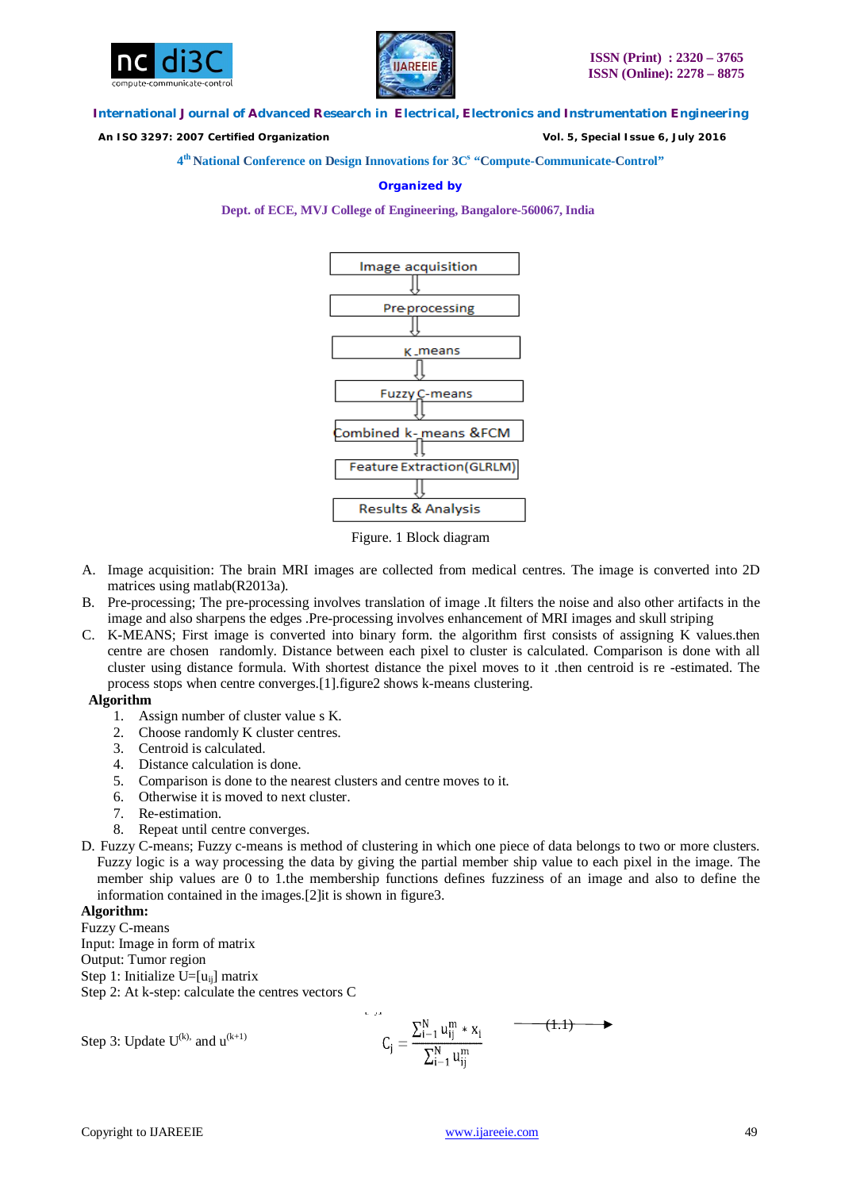Image acquisition

⇓

Pre-processing

⇓

K_means

⇓

Fuzzy C-means

⇓

Combined k- means &FCM

⇓

Feature Extraction(GLRLM)

⇓

Results & Analysis

Figure. 1 Block diagram

A. Image acquisition: The brain MRI images are collected from medical centres. The image is converted into 2D matrices using matlab(R2013a).
B. Pre-processing; The pre-processing involves translation of image .It filters the noise and also other artifacts in the image and also sharpens the edges .Pre-processing involves enhancement of MRI images and skull striping
C. K-MEANS; First image is converted into binary form. the algorithm first consists of assigning K values.then centre are chosen randomly. Distance between each pixel to cluster is calculated. Comparison is done with all cluster using distance formula. With shortest distance the pixel moves to it .then centroid is re -estimated. The process stops when centre converges.[1].figure2 shows k-means clustering.

**Algorithm**

1. Assign number of cluster value s K.
2. Choose randomly K cluster centres.
3. Centroid is calculated.
4. Distance calculation is done.
5. Comparison is done to the nearest clusters and centre moves to it.
6. Otherwise it is moved to next cluster.
7. Re-estimation.
8. Repeat until centre converges.

D. Fuzzy C-means; Fuzzy c-means is method of clustering in which one piece of data belongs to two or more clusters. Fuzzy logic is a way processing the data by giving the partial member ship value to each pixel in the image. The member ship values are 0 to 1.the membership functions defines fuzziness of an image and also to define the information contained in the images.[2]it is shown in figure3.

**Algorithm:**

Fuzzy C-means

Input: Image in form of matrix

Output: Tumor region

Step 1: Initialize $U=[u_{ij}]$ matrix

Step 2: At k-step: calculate the centres vectors C

$$C_j = \frac{\sum_{i-1}^{N} u_{ij}^{m} * x_i}{\sum_{i-1}^{N} u_{ij}^{m}} \quad (1.1)$$

Step 3: Update $U^{(k)}$, and $u^{(k+1)}$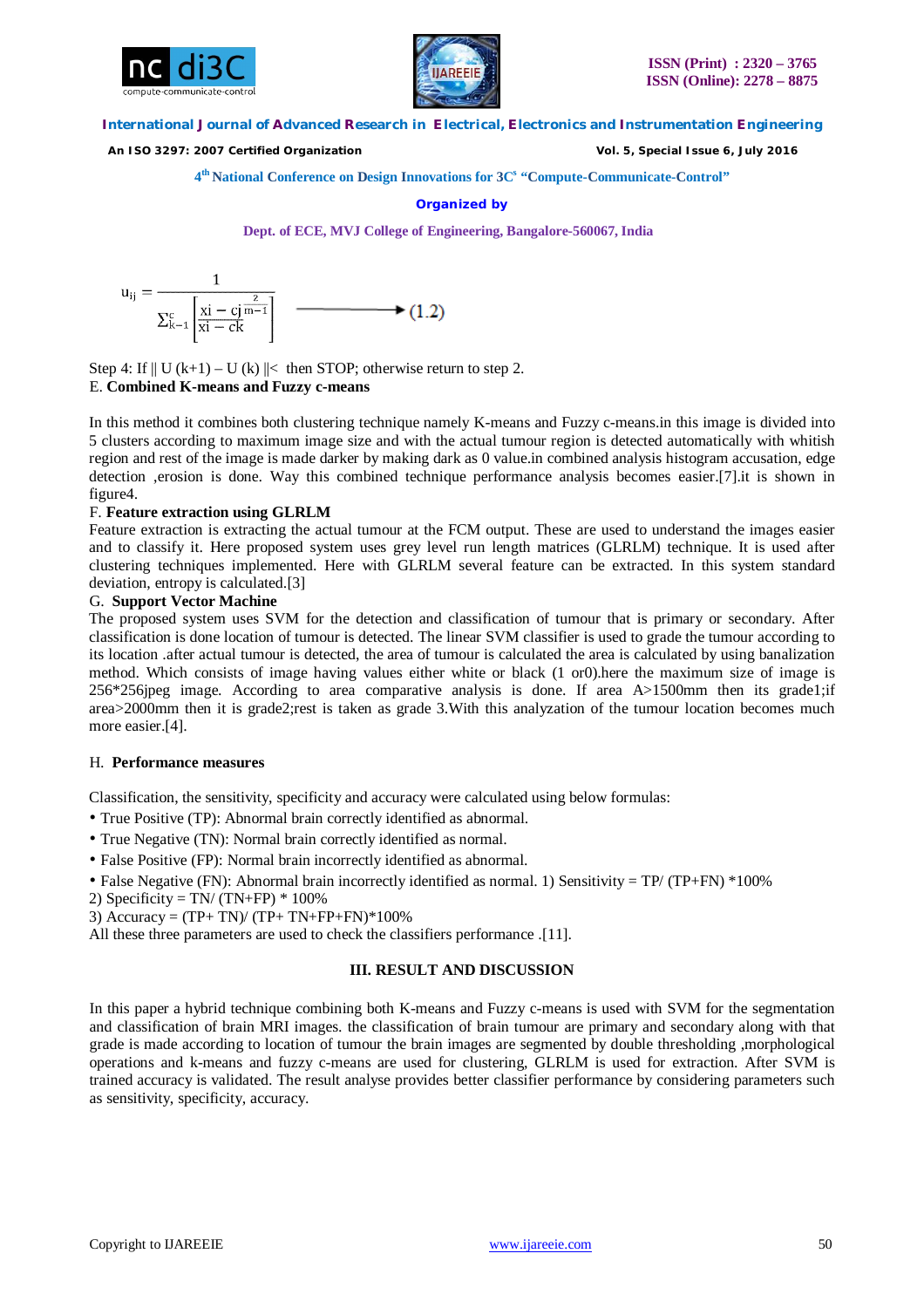$$u_{ij} = \frac{1}{\sum_{k=1}^{c}\left[\frac{xi - cj}{xi - ck}\right]^{\frac{2}{m-1}}} \longrightarrow (1.2)$$

Step 4: If || U (k+1) – U (k) ||< then STOP; otherwise return to step 2.

E. **Combined K-means and Fuzzy c-means**

In this method it combines both clustering technique namely K-means and Fuzzy c-means.in this image is divided into 5 clusters according to maximum image size and with the actual tumour region is detected automatically with whitish region and rest of the image is made darker by making dark as 0 value.in combined analysis histogram accusation, edge detection ,erosion is done. Way this combined technique performance analysis becomes easier.[7].it is shown in figure4.

F. **Feature extraction using GLRLM**

Feature extraction is extracting the actual tumour at the FCM output. These are used to understand the images easier and to classify it. Here proposed system uses grey level run length matrices (GLRLM) technique. It is used after clustering techniques implemented. Here with GLRLM several feature can be extracted. In this system standard deviation, entropy is calculated.[3]

G. **Support Vector Machine**

The proposed system uses SVM for the detection and classification of tumour that is primary or secondary. After classification is done location of tumour is detected. The linear SVM classifier is used to grade the tumour according to its location .after actual tumour is detected, the area of tumour is calculated the area is calculated by using banalization method. Which consists of image having values either white or black (1 or0).here the maximum size of image is 256*256jpeg image. According to area comparative analysis is done. If area A>1500mm then its grade1;if area>2000mm then it is grade2;rest is taken as grade 3.With this analyzation of the tumour location becomes much more easier.[4].

H. **Performance measures**

Classification, the sensitivity, specificity and accuracy were calculated using below formulas:

- True Positive (TP): Abnormal brain correctly identified as abnormal.
- True Negative (TN): Normal brain correctly identified as normal.
- False Positive (FP): Normal brain incorrectly identified as abnormal.
- False Negative (FN): Abnormal brain incorrectly identified as normal. 1) Sensitivity = TP/ (TP+FN) *100%

2) Specificity = TN/ (TN+FP) * 100%

3) Accuracy = (TP+ TN)/ (TP+ TN+FP+FN)*100%

All these three parameters are used to check the classifiers performance .[11].

## III. RESULT AND DISCUSSION

In this paper a hybrid technique combining both K-means and Fuzzy c-means is used with SVM for the segmentation and classification of brain MRI images. the classification of brain tumour are primary and secondary along with that grade is made according to location of tumour the brain images are segmented by double thresholding ,morphological operations and k-means and fuzzy c-means are used for clustering, GLRLM is used for extraction. After SVM is trained accuracy is validated. The result analyse provides better classifier performance by considering parameters such as sensitivity, specificity, accuracy.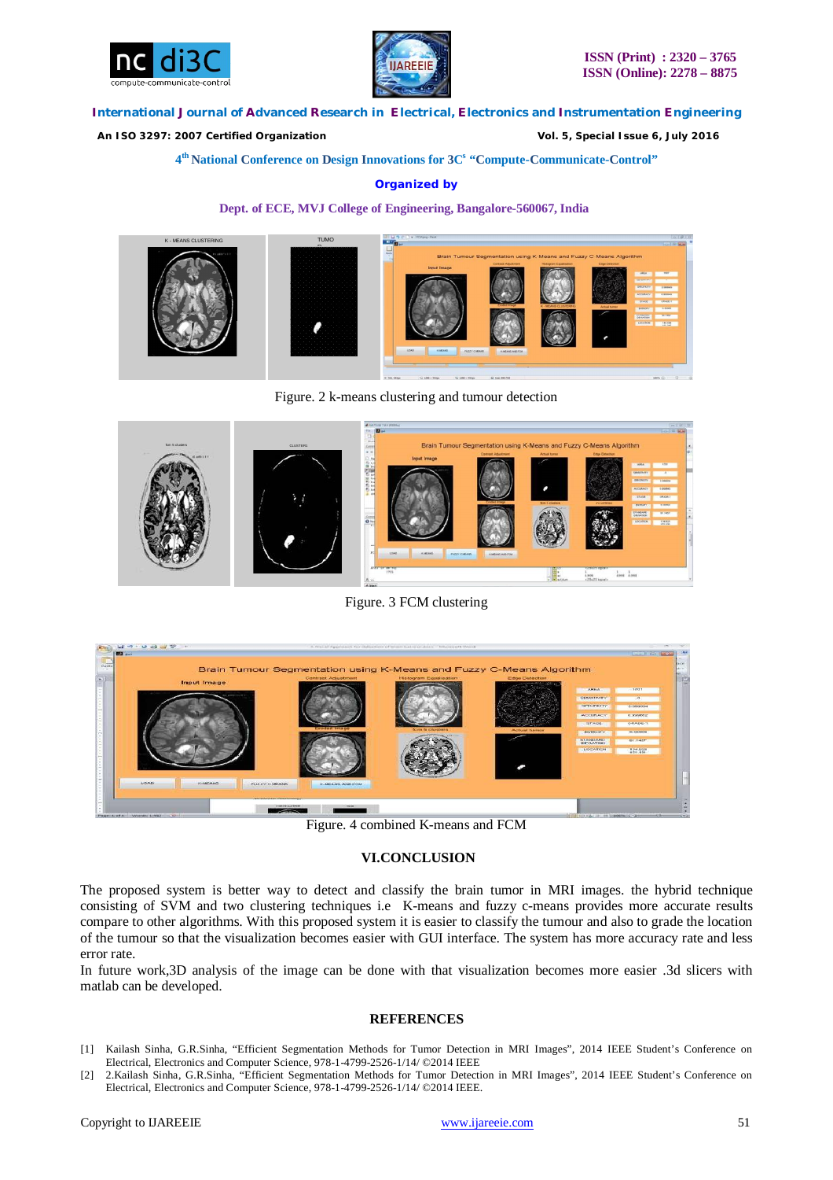Figure. 2 k-means clustering and tumour detection

Figure. 3 FCM clustering

Figure. 4 combined K-means and FCM

## VI.CONCLUSION

The proposed system is better way to detect and classify the brain tumor in MRI images. the hybrid technique consisting of SVM and two clustering techniques i.e K-means and fuzzy c-means provides more accurate results compare to other algorithms. With this proposed system it is easier to classify the tumour and also to grade the location of the tumour so that the visualization becomes easier with GUI interface. The system has more accuracy rate and less error rate.

In future work,3D analysis of the image can be done with that visualization becomes more easier .3d slicers with matlab can be developed.

## REFERENCES

[1] Kailash Sinha, G.R.Sinha, "Efficient Segmentation Methods for Tumor Detection in MRI Images", 2014 IEEE Student's Conference on Electrical, Electronics and Computer Science, 978-1-4799-2526-1/14/ ©2014 IEEE

[2] 2.Kailash Sinha, G.R.Sinha, "Efficient Segmentation Methods for Tumor Detection in MRI Images", 2014 IEEE Student's Conference on Electrical, Electronics and Computer Science, 978-1-4799-2526-1/14/ ©2014 IEEE.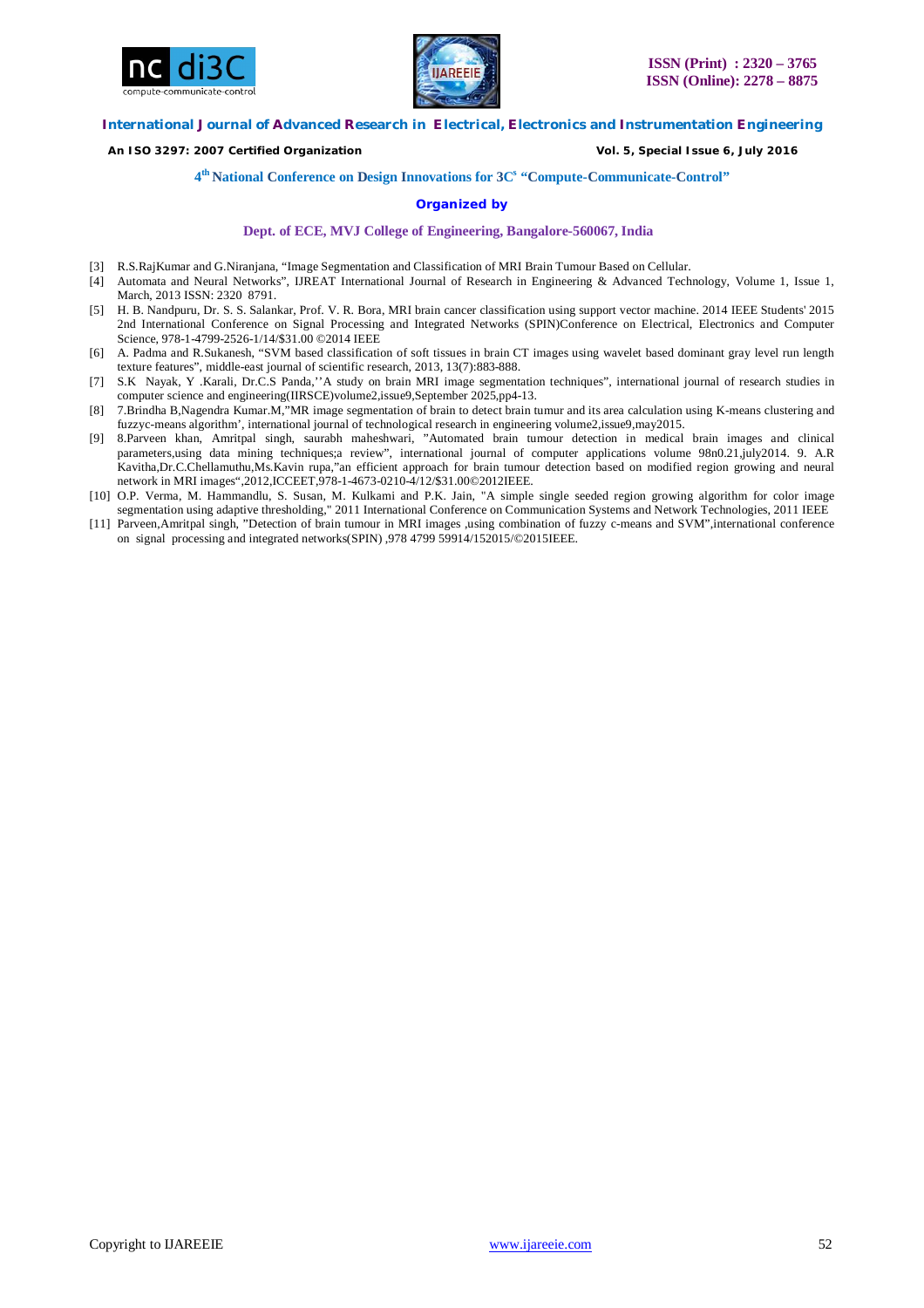[3] R.S.RajKumar and G.Niranjana, "Image Segmentation and Classification of MRI Brain Tumour Based on Cellular.

[4] Automata and Neural Networks", IJREAT International Journal of Research in Engineering & Advanced Technology, Volume 1, Issue 1, March, 2013 ISSN: 2320 8791.

[5] H. B. Nandpuru, Dr. S. S. Salankar, Prof. V. R. Bora, MRI brain cancer classification using support vector machine. 2014 IEEE Students' 2015 2nd International Conference on Signal Processing and Integrated Networks (SPIN)Conference on Electrical, Electronics and Computer Science, 978-1-4799-2526-1/14/$31.00 ©2014 IEEE

[6] A. Padma and R.Sukanesh, "SVM based classification of soft tissues in brain CT images using wavelet based dominant gray level run length texture features", middle-east journal of scientific research, 2013, 13(7):883-888.

[7] S.K Nayak, Y .Karali, Dr.C.S Panda,''A study on brain MRI image segmentation techniques", international journal of research studies in computer science and engineering(IIRSCE)volume2,issue9,September 2025,pp4-13.

[8] 7.Brindha B,Nagendra Kumar.M,"MR image segmentation of brain to detect brain tumur and its area calculation using K-means clustering and fuzzyc-means algorithm', international journal of technological research in engineering volume2,issue9,may2015.

[9] 8.Parveen khan, Amritpal singh, saurabh maheshwari, "Automated brain tumour detection in medical brain images and clinical parameters,using data mining techniques;a review", international journal of computer applications volume 98n0.21,july2014. 9. A.R Kavitha,Dr.C.Chellamuthu,Ms.Kavin rupa,"an efficient approach for brain tumour detection based on modified region growing and neural network in MRI images",2012,ICCEET,978-1-4673-0210-4/12/$31.00©2012IEEE.

[10] O.P. Verma, M. Hammandlu, S. Susan, M. Kulkami and P.K. Jain, "A simple single seeded region growing algorithm for color image segmentation using adaptive thresholding," 2011 International Conference on Communication Systems and Network Technologies, 2011 IEEE

[11] Parveen,Amritpal singh, "Detection of brain tumour in MRI images ,using combination of fuzzy c-means and SVM",international conference on signal processing and integrated networks(SPIN) ,978 4799 59914/152015/©2015IEEE.